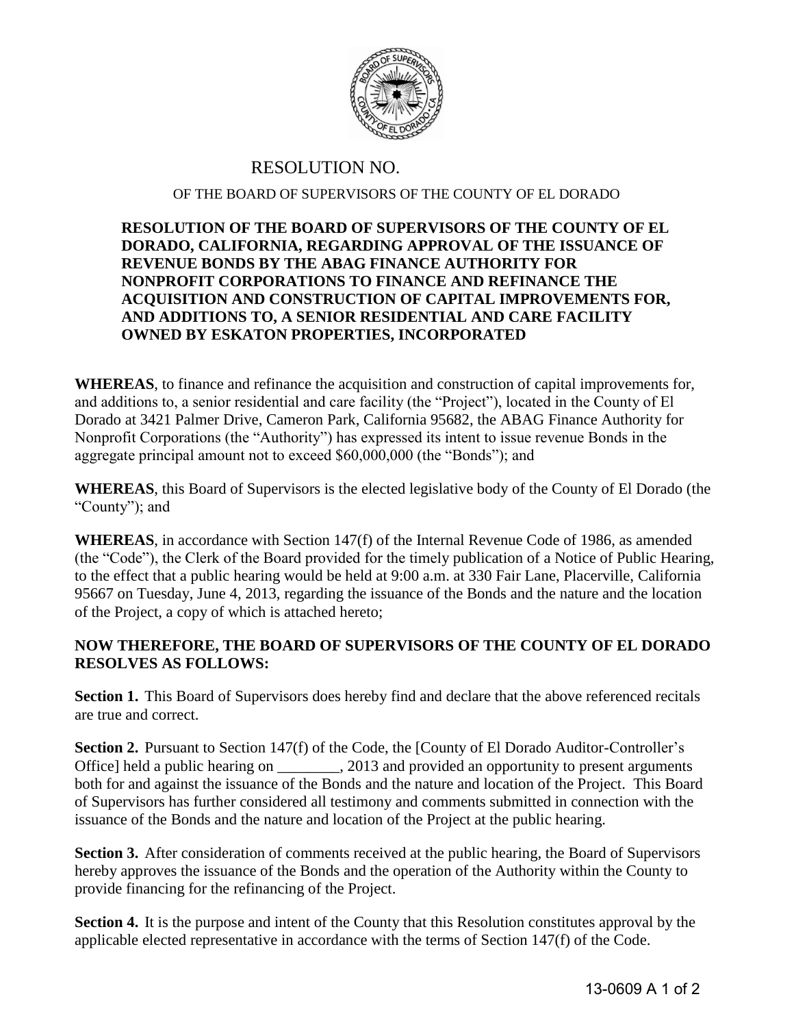# RESOLUTION NO.

OF THE BOARD OF SUPERVISORS OF THE COUNTY OF EL DORADO

**RESOLUTION OF THE BOARD OF SUPERVISORS OF THE COUNTY OF EL DORADO, CALIFORNIA, REGARDING APPROVAL OF THE ISSUANCE OF REVENUE BONDS BY THE ABAG FINANCE AUTHORITY FOR NONPROFIT CORPORATIONS TO FINANCE AND REFINANCE THE ACQUISITION AND CONSTRUCTION OF CAPITAL IMPROVEMENTS FOR, AND ADDITIONS TO, A SENIOR RESIDENTIAL AND CARE FACILITY OWNED BY ESKATON PROPERTIES, INCORPORATED**

**WHEREAS**, to finance and refinance the acquisition and construction of capital improvements for, and additions to, a senior residential and care facility (the "Project"), located in the County of El Dorado at 3421 Palmer Drive, Cameron Park, California 95682, the ABAG Finance Authority for Nonprofit Corporations (the "Authority") has expressed its intent to issue revenue Bonds in the aggregate principal amount not to exceed $60,000,000 (the "Bonds"); and

**WHEREAS**, this Board of Supervisors is the elected legislative body of the County of El Dorado (the "County"); and

**WHEREAS**, in accordance with Section 147(f) of the Internal Revenue Code of 1986, as amended (the "Code"), the Clerk of the Board provided for the timely publication of a Notice of Public Hearing, to the effect that a public hearing would be held at 9:00 a.m. at 330 Fair Lane, Placerville, California 95667 on Tuesday, June 4, 2013, regarding the issuance of the Bonds and the nature and the location of the Project, a copy of which is attached hereto;

**NOW THEREFORE, THE BOARD OF SUPERVISORS OF THE COUNTY OF EL DORADO RESOLVES AS FOLLOWS:**

**Section 1.** This Board of Supervisors does hereby find and declare that the above referenced recitals are true and correct.

**Section 2.** Pursuant to Section 147(f) of the Code, the [County of El Dorado Auditor-Controller's Office] held a public hearing on ________, 2013 and provided an opportunity to present arguments both for and against the issuance of the Bonds and the nature and location of the Project. This Board of Supervisors has further considered all testimony and comments submitted in connection with the issuance of the Bonds and the nature and location of the Project at the public hearing.

**Section 3.** After consideration of comments received at the public hearing, the Board of Supervisors hereby approves the issuance of the Bonds and the operation of the Authority within the County to provide financing for the refinancing of the Project.

**Section 4.** It is the purpose and intent of the County that this Resolution constitutes approval by the applicable elected representative in accordance with the terms of Section 147(f) of the Code.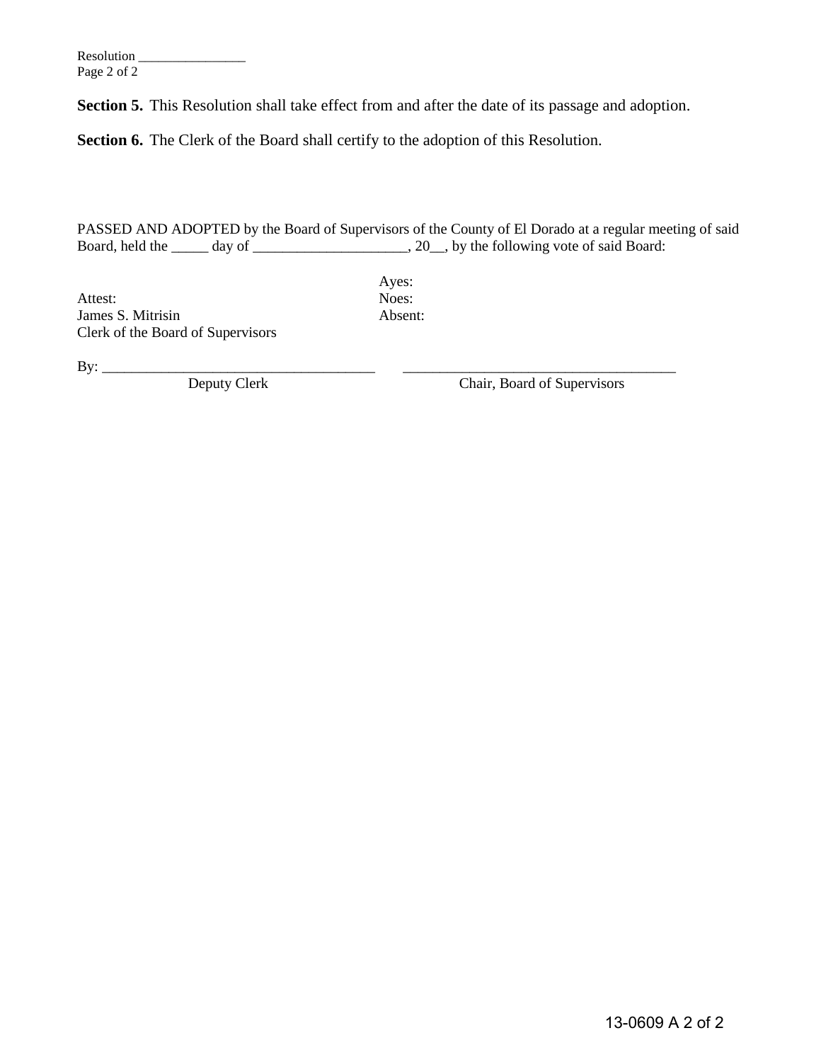**Section 5.** This Resolution shall take effect from and after the date of its passage and adoption.

**Section 6.** The Clerk of the Board shall certify to the adoption of this Resolution.

PASSED AND ADOPTED by the Board of Supervisors of the County of El Dorado at a regular meeting of said Board, held the _____ day of _____________________, 20__, by the following vote of said Board:

Ayes:
Noes:
Absent:

Attest:
James S. Mitrisin
Clerk of the Board of Supervisors

By: _____________________________________
Deputy Clerk

_____________________________________
Chair, Board of Supervisors